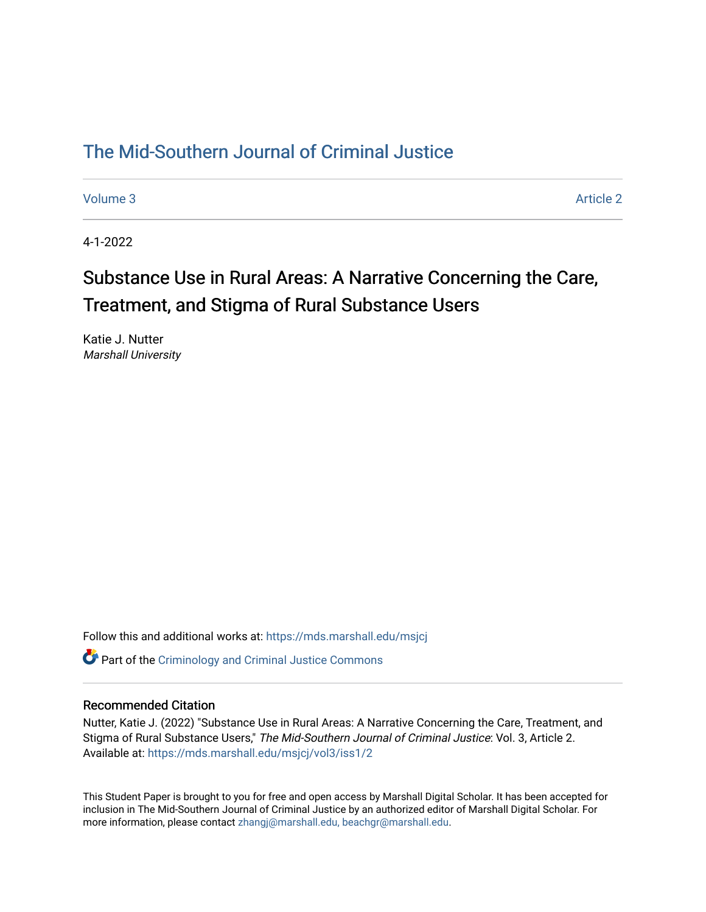# The Mid-Southern Journal of Criminal Justice

Volume 3 | Article 2

4-1-2022

## Substance Use in Rural Areas: A Narrative Concerning the Care, Treatment, and Stigma of Rural Substance Users

Katie J. Nutter
*Marshall University*

Follow this and additional works at: https://mds.marshall.edu/msjcj

Part of the Criminology and Criminal Justice Commons

### Recommended Citation

Nutter, Katie J. (2022) "Substance Use in Rural Areas: A Narrative Concerning the Care, Treatment, and Stigma of Rural Substance Users," *The Mid-Southern Journal of Criminal Justice*: Vol. 3, Article 2.
Available at: https://mds.marshall.edu/msjcj/vol3/iss1/2

This Student Paper is brought to you for free and open access by Marshall Digital Scholar. It has been accepted for inclusion in The Mid-Southern Journal of Criminal Justice by an authorized editor of Marshall Digital Scholar. For more information, please contact zhangj@marshall.edu, beachgr@marshall.edu.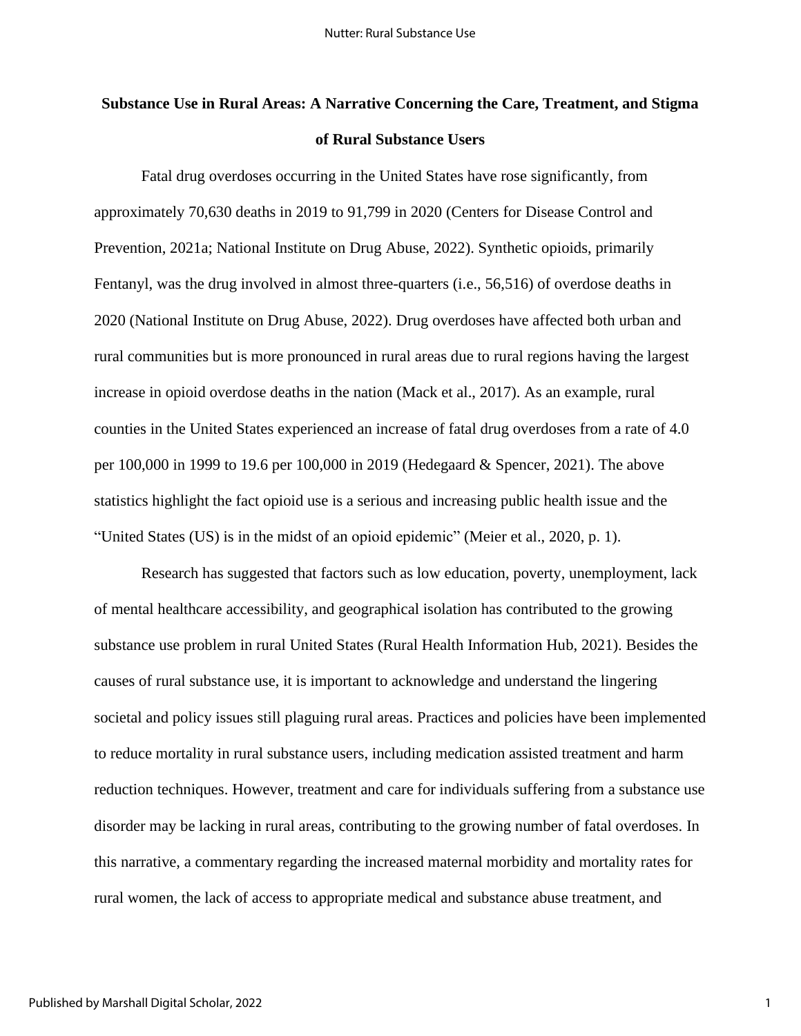# Substance Use in Rural Areas: A Narrative Concerning the Care, Treatment, and Stigma of Rural Substance Users

Fatal drug overdoses occurring in the United States have rose significantly, from approximately 70,630 deaths in 2019 to 91,799 in 2020 (Centers for Disease Control and Prevention, 2021a; National Institute on Drug Abuse, 2022). Synthetic opioids, primarily Fentanyl, was the drug involved in almost three-quarters (i.e., 56,516) of overdose deaths in 2020 (National Institute on Drug Abuse, 2022). Drug overdoses have affected both urban and rural communities but is more pronounced in rural areas due to rural regions having the largest increase in opioid overdose deaths in the nation (Mack et al., 2017). As an example, rural counties in the United States experienced an increase of fatal drug overdoses from a rate of 4.0 per 100,000 in 1999 to 19.6 per 100,000 in 2019 (Hedegaard & Spencer, 2021). The above statistics highlight the fact opioid use is a serious and increasing public health issue and the "United States (US) is in the midst of an opioid epidemic" (Meier et al., 2020, p. 1).

Research has suggested that factors such as low education, poverty, unemployment, lack of mental healthcare accessibility, and geographical isolation has contributed to the growing substance use problem in rural United States (Rural Health Information Hub, 2021). Besides the causes of rural substance use, it is important to acknowledge and understand the lingering societal and policy issues still plaguing rural areas. Practices and policies have been implemented to reduce mortality in rural substance users, including medication assisted treatment and harm reduction techniques. However, treatment and care for individuals suffering from a substance use disorder may be lacking in rural areas, contributing to the growing number of fatal overdoses. In this narrative, a commentary regarding the increased maternal morbidity and mortality rates for rural women, the lack of access to appropriate medical and substance abuse treatment, and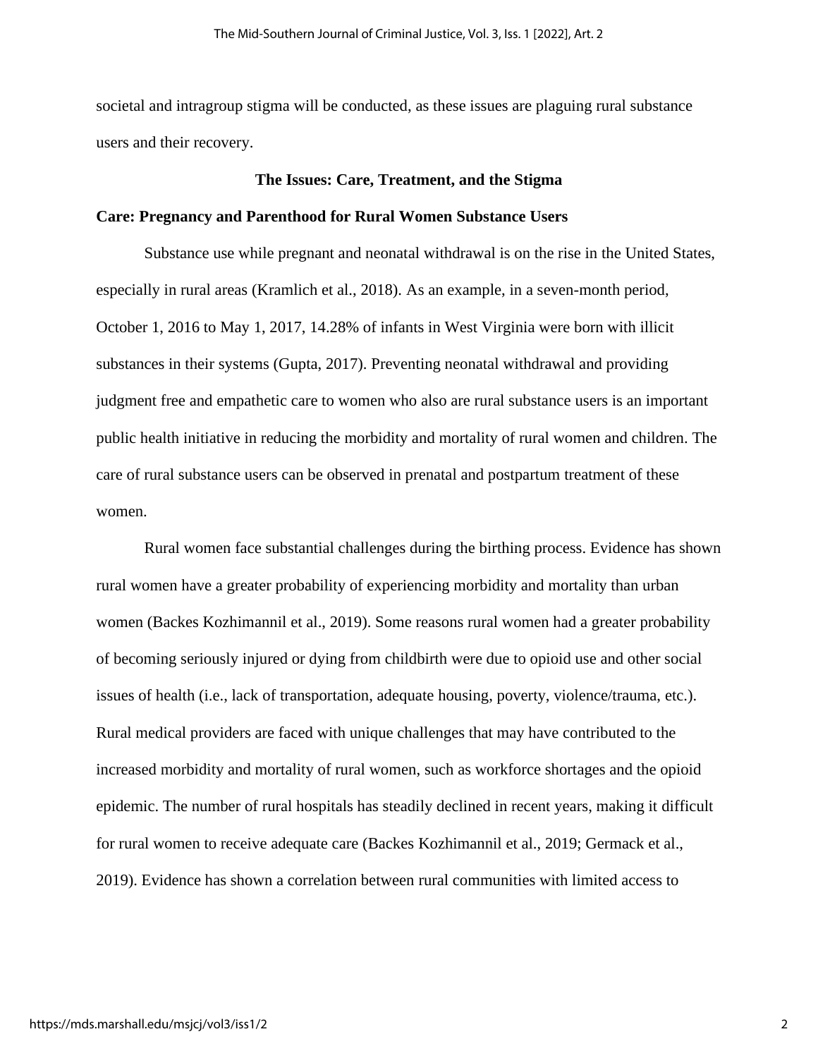societal and intragroup stigma will be conducted, as these issues are plaguing rural substance users and their recovery.

## The Issues: Care, Treatment, and the Stigma

### Care: Pregnancy and Parenthood for Rural Women Substance Users

Substance use while pregnant and neonatal withdrawal is on the rise in the United States, especially in rural areas (Kramlich et al., 2018). As an example, in a seven-month period, October 1, 2016 to May 1, 2017, 14.28% of infants in West Virginia were born with illicit substances in their systems (Gupta, 2017). Preventing neonatal withdrawal and providing judgment free and empathetic care to women who also are rural substance users is an important public health initiative in reducing the morbidity and mortality of rural women and children. The care of rural substance users can be observed in prenatal and postpartum treatment of these women.

Rural women face substantial challenges during the birthing process. Evidence has shown rural women have a greater probability of experiencing morbidity and mortality than urban women (Backes Kozhimannil et al., 2019). Some reasons rural women had a greater probability of becoming seriously injured or dying from childbirth were due to opioid use and other social issues of health (i.e., lack of transportation, adequate housing, poverty, violence/trauma, etc.). Rural medical providers are faced with unique challenges that may have contributed to the increased morbidity and mortality of rural women, such as workforce shortages and the opioid epidemic. The number of rural hospitals has steadily declined in recent years, making it difficult for rural women to receive adequate care (Backes Kozhimannil et al., 2019; Germack et al., 2019). Evidence has shown a correlation between rural communities with limited access to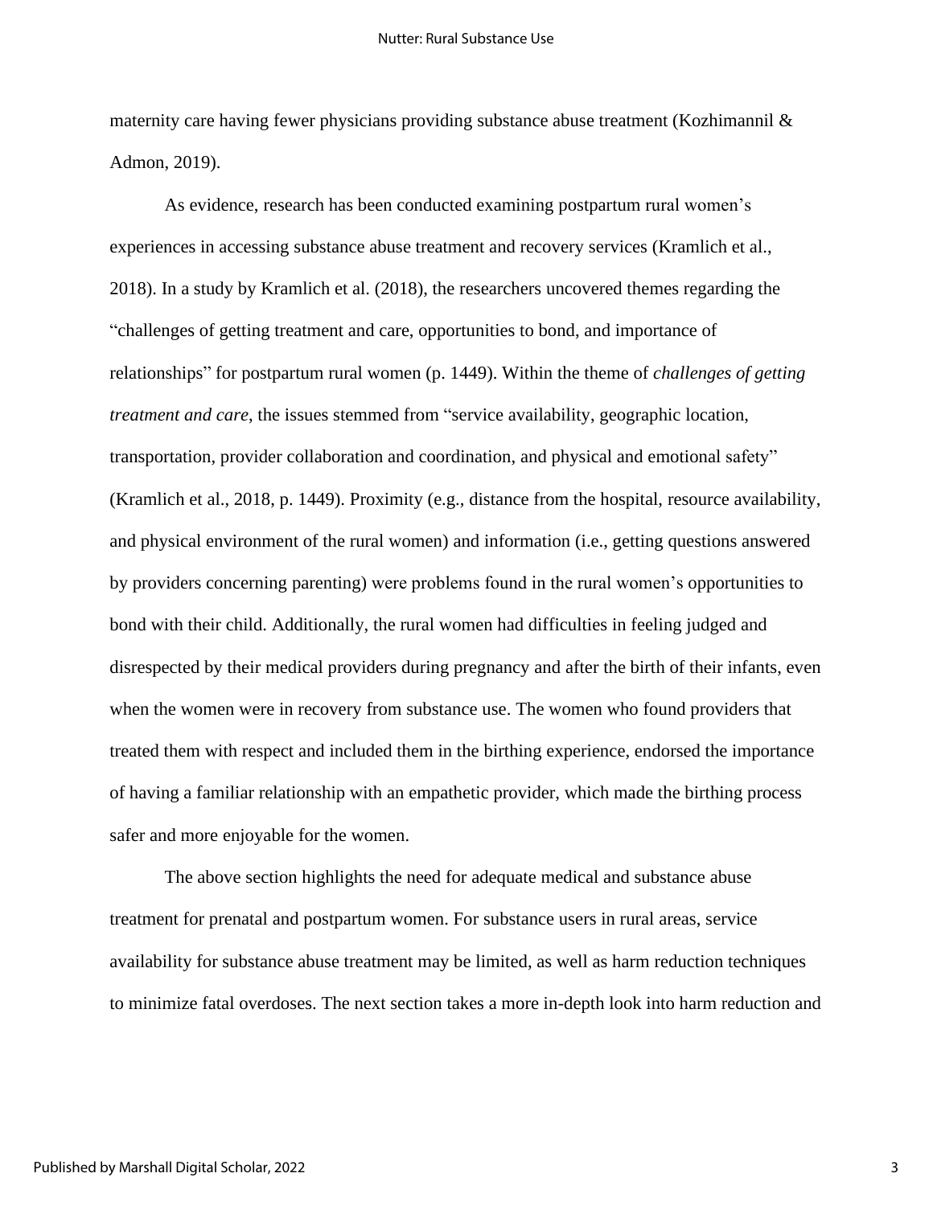maternity care having fewer physicians providing substance abuse treatment (Kozhimannil & Admon, 2019).

As evidence, research has been conducted examining postpartum rural women's experiences in accessing substance abuse treatment and recovery services (Kramlich et al., 2018). In a study by Kramlich et al. (2018), the researchers uncovered themes regarding the "challenges of getting treatment and care, opportunities to bond, and importance of relationships" for postpartum rural women (p. 1449). Within the theme of *challenges of getting treatment and care*, the issues stemmed from "service availability, geographic location, transportation, provider collaboration and coordination, and physical and emotional safety" (Kramlich et al., 2018, p. 1449). Proximity (e.g., distance from the hospital, resource availability, and physical environment of the rural women) and information (i.e., getting questions answered by providers concerning parenting) were problems found in the rural women's opportunities to bond with their child. Additionally, the rural women had difficulties in feeling judged and disrespected by their medical providers during pregnancy and after the birth of their infants, even when the women were in recovery from substance use. The women who found providers that treated them with respect and included them in the birthing experience, endorsed the importance of having a familiar relationship with an empathetic provider, which made the birthing process safer and more enjoyable for the women.

The above section highlights the need for adequate medical and substance abuse treatment for prenatal and postpartum women. For substance users in rural areas, service availability for substance abuse treatment may be limited, as well as harm reduction techniques to minimize fatal overdoses. The next section takes a more in-depth look into harm reduction and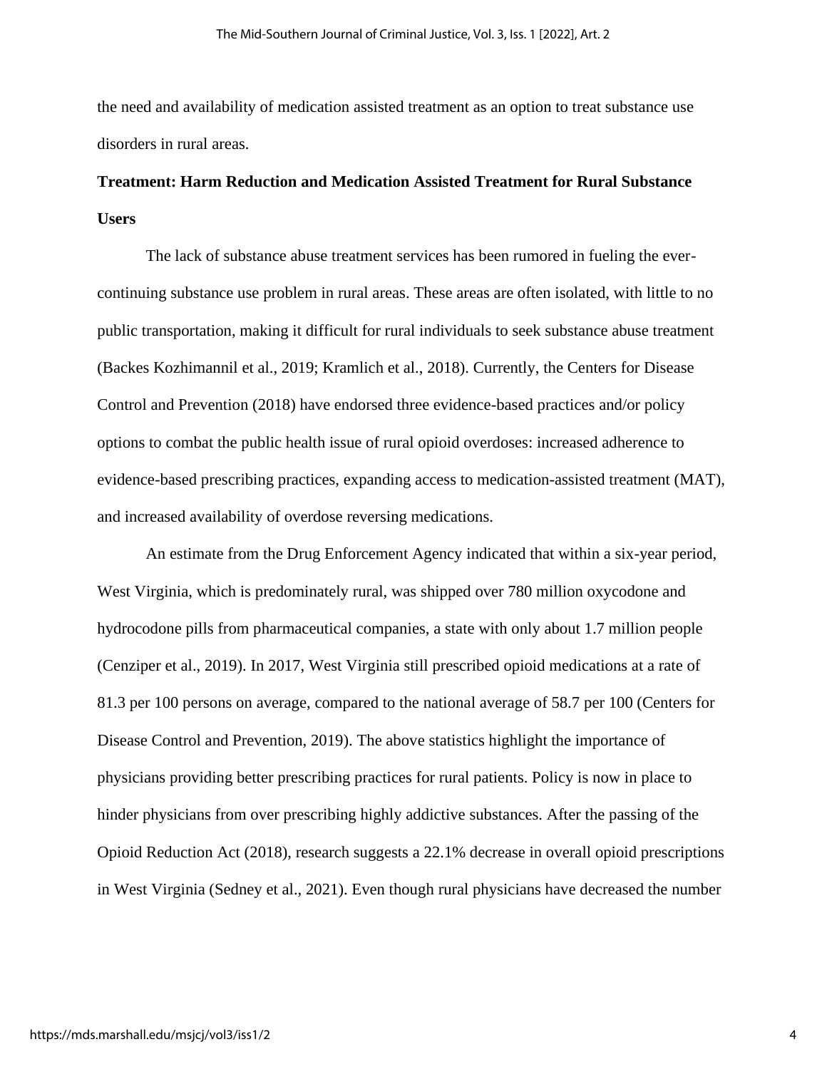the need and availability of medication assisted treatment as an option to treat substance use disorders in rural areas.

**Treatment: Harm Reduction and Medication Assisted Treatment for Rural Substance Users**

The lack of substance abuse treatment services has been rumored in fueling the ever-continuing substance use problem in rural areas. These areas are often isolated, with little to no public transportation, making it difficult for rural individuals to seek substance abuse treatment (Backes Kozhimannil et al., 2019; Kramlich et al., 2018). Currently, the Centers for Disease Control and Prevention (2018) have endorsed three evidence-based practices and/or policy options to combat the public health issue of rural opioid overdoses: increased adherence to evidence-based prescribing practices, expanding access to medication-assisted treatment (MAT), and increased availability of overdose reversing medications.

An estimate from the Drug Enforcement Agency indicated that within a six-year period, West Virginia, which is predominately rural, was shipped over 780 million oxycodone and hydrocodone pills from pharmaceutical companies, a state with only about 1.7 million people (Cenziper et al., 2019). In 2017, West Virginia still prescribed opioid medications at a rate of 81.3 per 100 persons on average, compared to the national average of 58.7 per 100 (Centers for Disease Control and Prevention, 2019). The above statistics highlight the importance of physicians providing better prescribing practices for rural patients. Policy is now in place to hinder physicians from over prescribing highly addictive substances. After the passing of the Opioid Reduction Act (2018), research suggests a 22.1% decrease in overall opioid prescriptions in West Virginia (Sedney et al., 2021). Even though rural physicians have decreased the number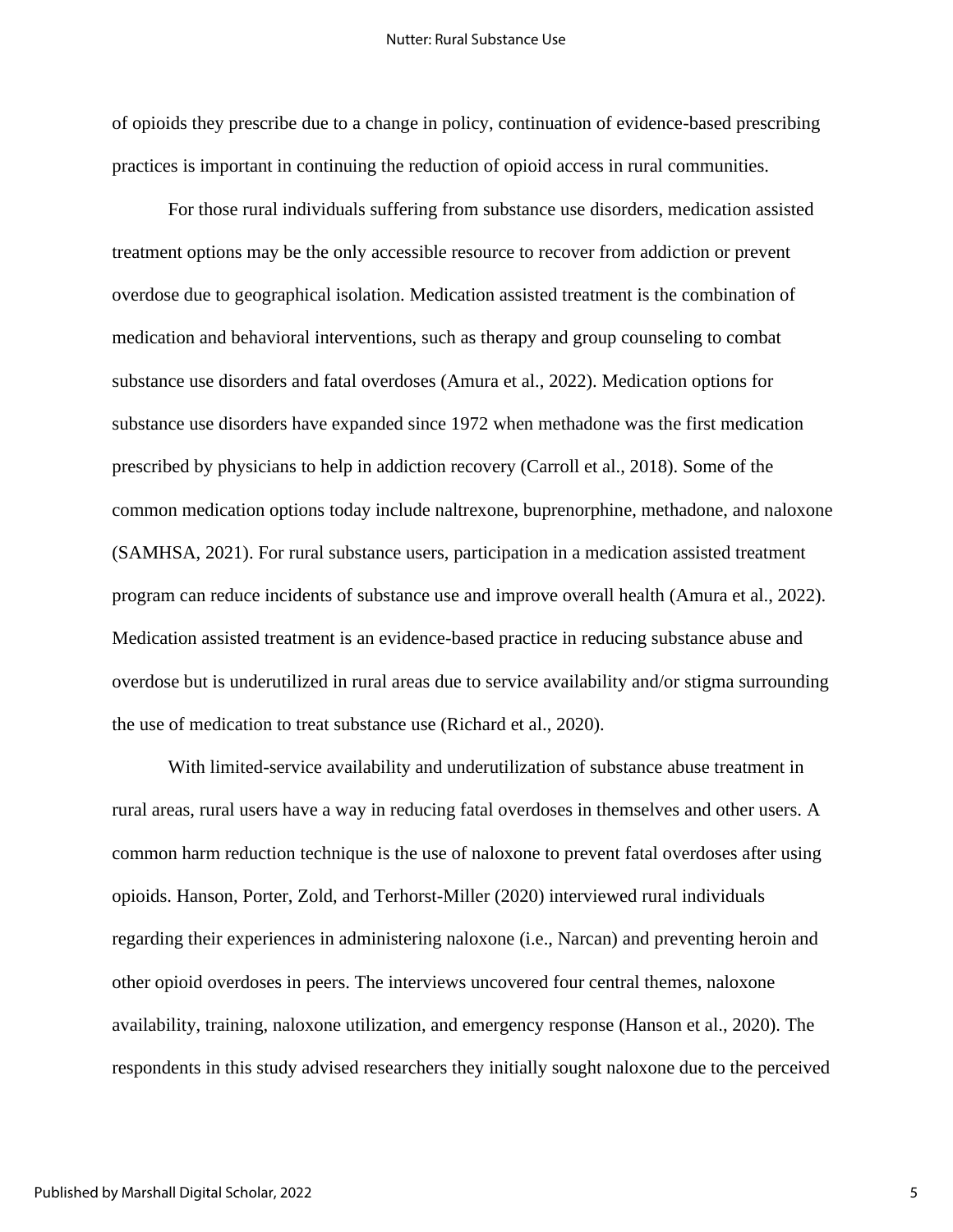of opioids they prescribe due to a change in policy, continuation of evidence-based prescribing practices is important in continuing the reduction of opioid access in rural communities.

For those rural individuals suffering from substance use disorders, medication assisted treatment options may be the only accessible resource to recover from addiction or prevent overdose due to geographical isolation. Medication assisted treatment is the combination of medication and behavioral interventions, such as therapy and group counseling to combat substance use disorders and fatal overdoses (Amura et al., 2022). Medication options for substance use disorders have expanded since 1972 when methadone was the first medication prescribed by physicians to help in addiction recovery (Carroll et al., 2018). Some of the common medication options today include naltrexone, buprenorphine, methadone, and naloxone (SAMHSA, 2021). For rural substance users, participation in a medication assisted treatment program can reduce incidents of substance use and improve overall health (Amura et al., 2022). Medication assisted treatment is an evidence-based practice in reducing substance abuse and overdose but is underutilized in rural areas due to service availability and/or stigma surrounding the use of medication to treat substance use (Richard et al., 2020).

With limited-service availability and underutilization of substance abuse treatment in rural areas, rural users have a way in reducing fatal overdoses in themselves and other users. A common harm reduction technique is the use of naloxone to prevent fatal overdoses after using opioids. Hanson, Porter, Zold, and Terhorst-Miller (2020) interviewed rural individuals regarding their experiences in administering naloxone (i.e., Narcan) and preventing heroin and other opioid overdoses in peers. The interviews uncovered four central themes, naloxone availability, training, naloxone utilization, and emergency response (Hanson et al., 2020). The respondents in this study advised researchers they initially sought naloxone due to the perceived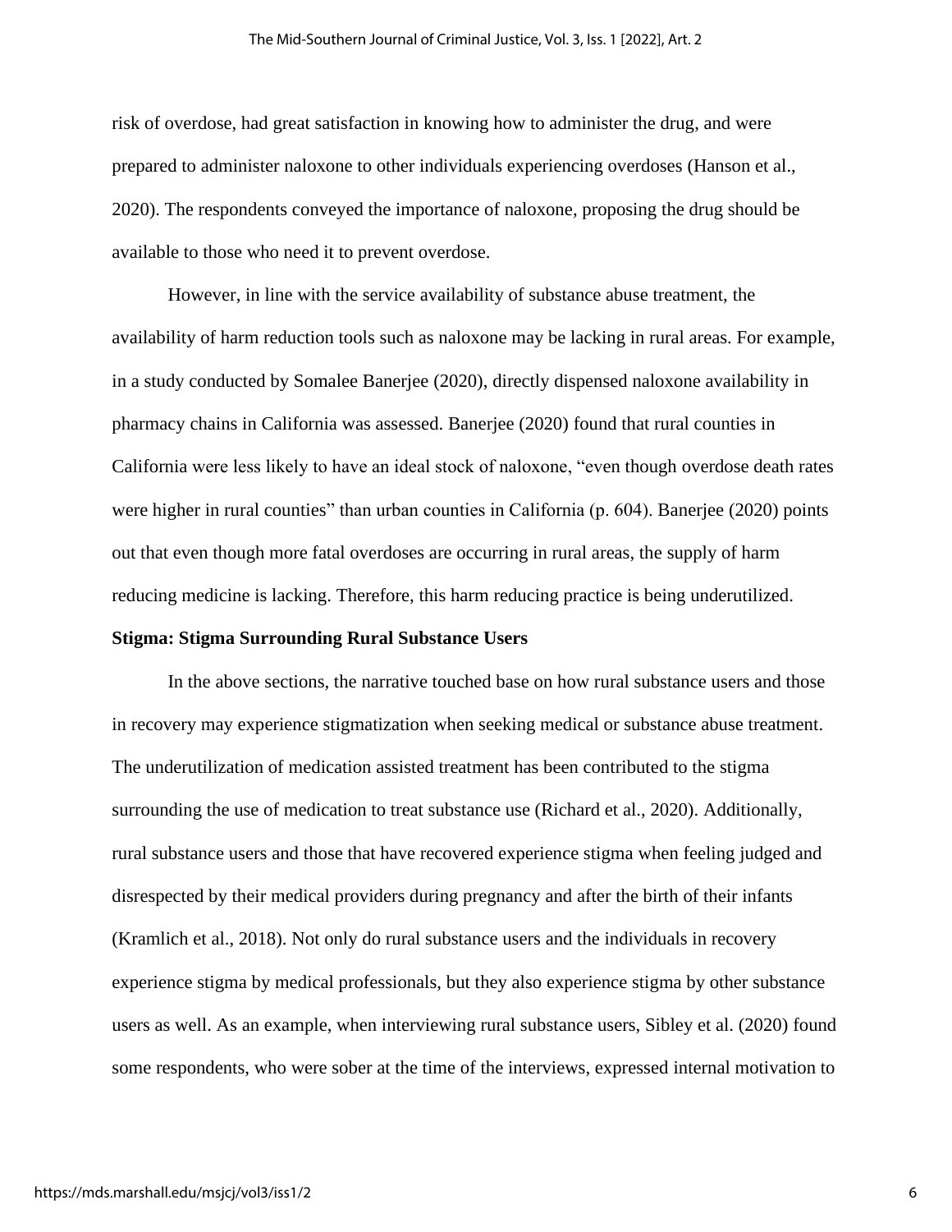risk of overdose, had great satisfaction in knowing how to administer the drug, and were prepared to administer naloxone to other individuals experiencing overdoses (Hanson et al., 2020). The respondents conveyed the importance of naloxone, proposing the drug should be available to those who need it to prevent overdose.

However, in line with the service availability of substance abuse treatment, the availability of harm reduction tools such as naloxone may be lacking in rural areas. For example, in a study conducted by Somalee Banerjee (2020), directly dispensed naloxone availability in pharmacy chains in California was assessed. Banerjee (2020) found that rural counties in California were less likely to have an ideal stock of naloxone, "even though overdose death rates were higher in rural counties" than urban counties in California (p. 604). Banerjee (2020) points out that even though more fatal overdoses are occurring in rural areas, the supply of harm reducing medicine is lacking. Therefore, this harm reducing practice is being underutilized.

**Stigma: Stigma Surrounding Rural Substance Users**

In the above sections, the narrative touched base on how rural substance users and those in recovery may experience stigmatization when seeking medical or substance abuse treatment. The underutilization of medication assisted treatment has been contributed to the stigma surrounding the use of medication to treat substance use (Richard et al., 2020). Additionally, rural substance users and those that have recovered experience stigma when feeling judged and disrespected by their medical providers during pregnancy and after the birth of their infants (Kramlich et al., 2018). Not only do rural substance users and the individuals in recovery experience stigma by medical professionals, but they also experience stigma by other substance users as well. As an example, when interviewing rural substance users, Sibley et al. (2020) found some respondents, who were sober at the time of the interviews, expressed internal motivation to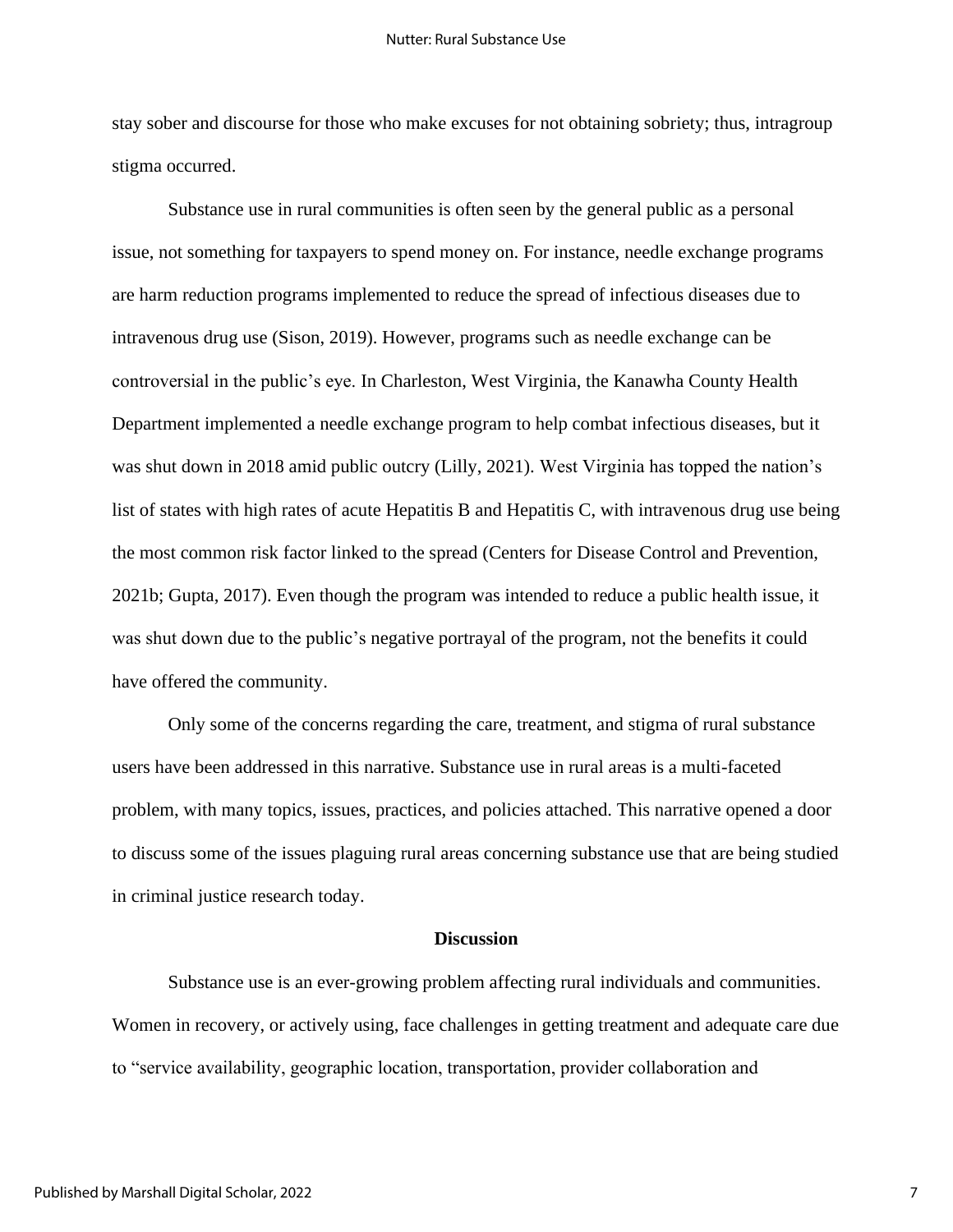stay sober and discourse for those who make excuses for not obtaining sobriety; thus, intragroup stigma occurred.

Substance use in rural communities is often seen by the general public as a personal issue, not something for taxpayers to spend money on. For instance, needle exchange programs are harm reduction programs implemented to reduce the spread of infectious diseases due to intravenous drug use (Sison, 2019). However, programs such as needle exchange can be controversial in the public's eye. In Charleston, West Virginia, the Kanawha County Health Department implemented a needle exchange program to help combat infectious diseases, but it was shut down in 2018 amid public outcry (Lilly, 2021). West Virginia has topped the nation's list of states with high rates of acute Hepatitis B and Hepatitis C, with intravenous drug use being the most common risk factor linked to the spread (Centers for Disease Control and Prevention, 2021b; Gupta, 2017). Even though the program was intended to reduce a public health issue, it was shut down due to the public's negative portrayal of the program, not the benefits it could have offered the community.

Only some of the concerns regarding the care, treatment, and stigma of rural substance users have been addressed in this narrative. Substance use in rural areas is a multi-faceted problem, with many topics, issues, practices, and policies attached. This narrative opened a door to discuss some of the issues plaguing rural areas concerning substance use that are being studied in criminal justice research today.

## Discussion

Substance use is an ever-growing problem affecting rural individuals and communities. Women in recovery, or actively using, face challenges in getting treatment and adequate care due to "service availability, geographic location, transportation, provider collaboration and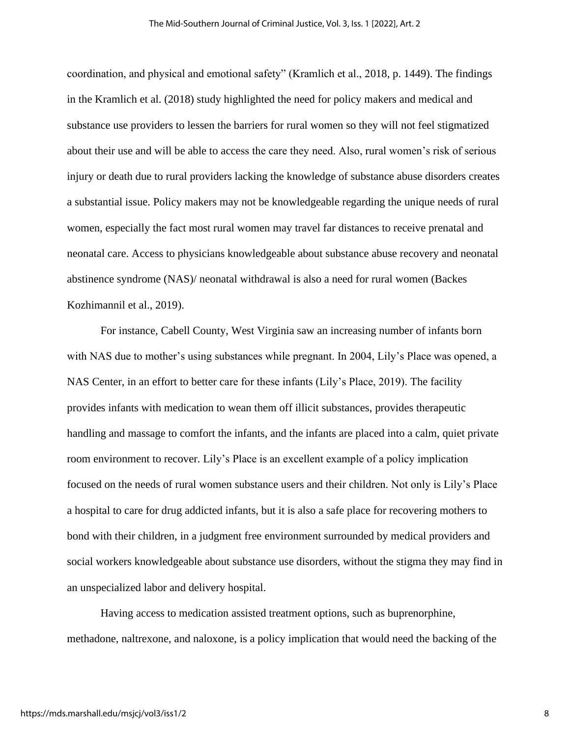coordination, and physical and emotional safety" (Kramlich et al., 2018, p. 1449). The findings in the Kramlich et al. (2018) study highlighted the need for policy makers and medical and substance use providers to lessen the barriers for rural women so they will not feel stigmatized about their use and will be able to access the care they need. Also, rural women's risk of serious injury or death due to rural providers lacking the knowledge of substance abuse disorders creates a substantial issue. Policy makers may not be knowledgeable regarding the unique needs of rural women, especially the fact most rural women may travel far distances to receive prenatal and neonatal care. Access to physicians knowledgeable about substance abuse recovery and neonatal abstinence syndrome (NAS)/ neonatal withdrawal is also a need for rural women (Backes Kozhimannil et al., 2019).

For instance, Cabell County, West Virginia saw an increasing number of infants born with NAS due to mother's using substances while pregnant. In 2004, Lily's Place was opened, a NAS Center, in an effort to better care for these infants (Lily's Place, 2019). The facility provides infants with medication to wean them off illicit substances, provides therapeutic handling and massage to comfort the infants, and the infants are placed into a calm, quiet private room environment to recover. Lily's Place is an excellent example of a policy implication focused on the needs of rural women substance users and their children. Not only is Lily's Place a hospital to care for drug addicted infants, but it is also a safe place for recovering mothers to bond with their children, in a judgment free environment surrounded by medical providers and social workers knowledgeable about substance use disorders, without the stigma they may find in an unspecialized labor and delivery hospital.

Having access to medication assisted treatment options, such as buprenorphine, methadone, naltrexone, and naloxone, is a policy implication that would need the backing of the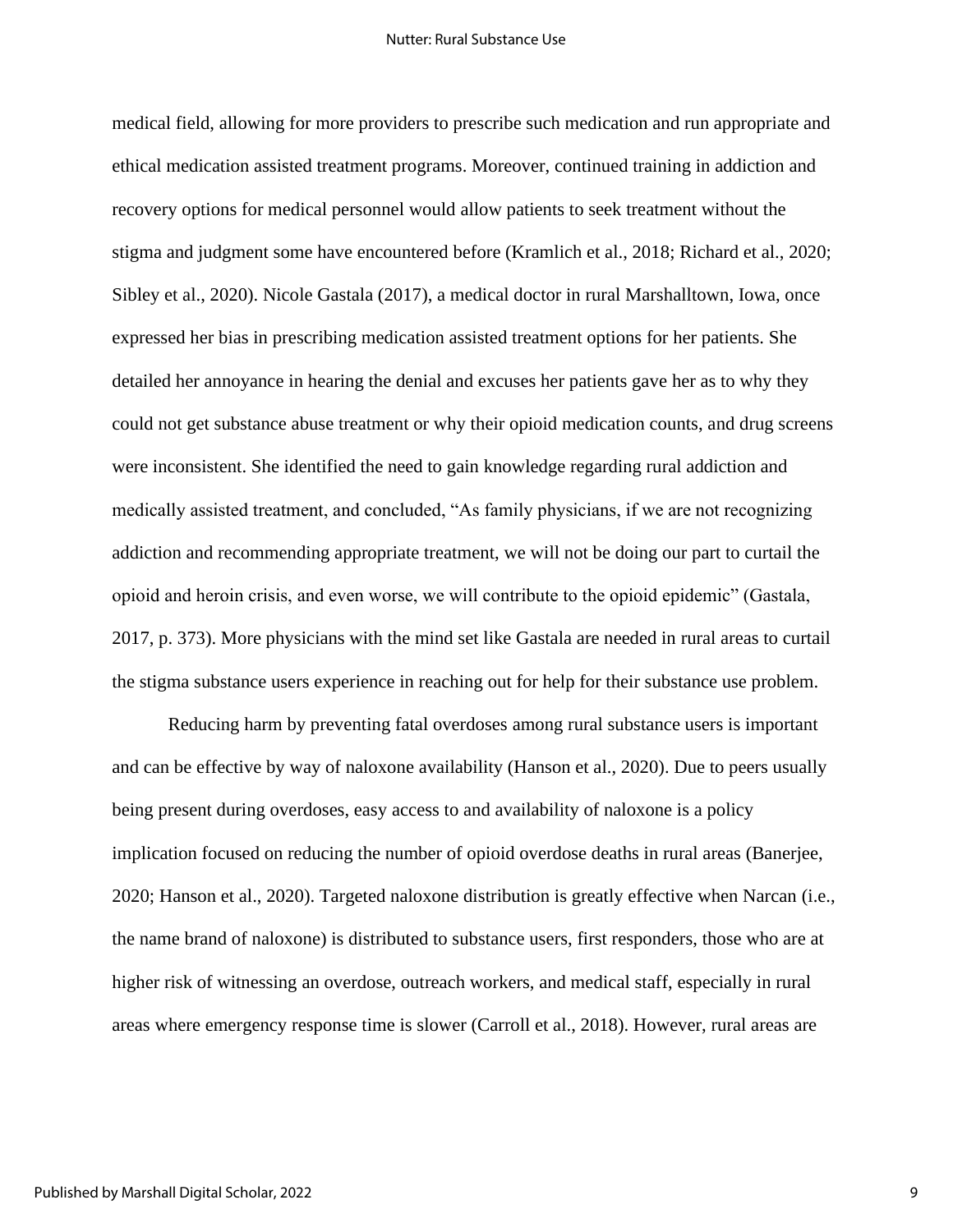medical field, allowing for more providers to prescribe such medication and run appropriate and ethical medication assisted treatment programs. Moreover, continued training in addiction and recovery options for medical personnel would allow patients to seek treatment without the stigma and judgment some have encountered before (Kramlich et al., 2018; Richard et al., 2020; Sibley et al., 2020). Nicole Gastala (2017), a medical doctor in rural Marshalltown, Iowa, once expressed her bias in prescribing medication assisted treatment options for her patients. She detailed her annoyance in hearing the denial and excuses her patients gave her as to why they could not get substance abuse treatment or why their opioid medication counts, and drug screens were inconsistent. She identified the need to gain knowledge regarding rural addiction and medically assisted treatment, and concluded, "As family physicians, if we are not recognizing addiction and recommending appropriate treatment, we will not be doing our part to curtail the opioid and heroin crisis, and even worse, we will contribute to the opioid epidemic" (Gastala, 2017, p. 373). More physicians with the mind set like Gastala are needed in rural areas to curtail the stigma substance users experience in reaching out for help for their substance use problem.

Reducing harm by preventing fatal overdoses among rural substance users is important and can be effective by way of naloxone availability (Hanson et al., 2020). Due to peers usually being present during overdoses, easy access to and availability of naloxone is a policy implication focused on reducing the number of opioid overdose deaths in rural areas (Banerjee, 2020; Hanson et al., 2020). Targeted naloxone distribution is greatly effective when Narcan (i.e., the name brand of naloxone) is distributed to substance users, first responders, those who are at higher risk of witnessing an overdose, outreach workers, and medical staff, especially in rural areas where emergency response time is slower (Carroll et al., 2018). However, rural areas are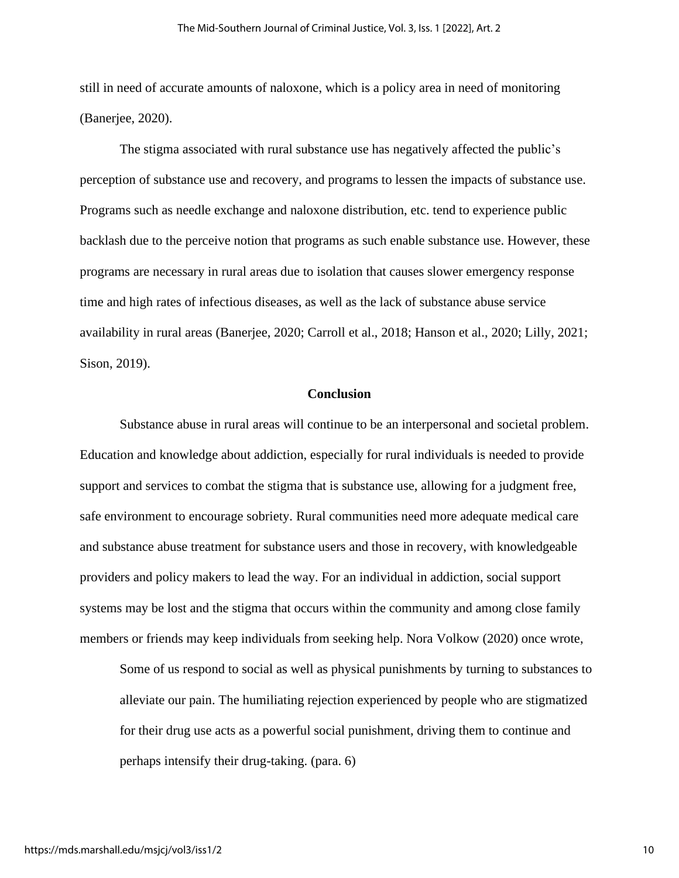still in need of accurate amounts of naloxone, which is a policy area in need of monitoring (Banerjee, 2020).

The stigma associated with rural substance use has negatively affected the public's perception of substance use and recovery, and programs to lessen the impacts of substance use. Programs such as needle exchange and naloxone distribution, etc. tend to experience public backlash due to the perceive notion that programs as such enable substance use. However, these programs are necessary in rural areas due to isolation that causes slower emergency response time and high rates of infectious diseases, as well as the lack of substance abuse service availability in rural areas (Banerjee, 2020; Carroll et al., 2018; Hanson et al., 2020; Lilly, 2021; Sison, 2019).

## Conclusion

Substance abuse in rural areas will continue to be an interpersonal and societal problem. Education and knowledge about addiction, especially for rural individuals is needed to provide support and services to combat the stigma that is substance use, allowing for a judgment free, safe environment to encourage sobriety. Rural communities need more adequate medical care and substance abuse treatment for substance users and those in recovery, with knowledgeable providers and policy makers to lead the way. For an individual in addiction, social support systems may be lost and the stigma that occurs within the community and among close family members or friends may keep individuals from seeking help. Nora Volkow (2020) once wrote,

> Some of us respond to social as well as physical punishments by turning to substances to alleviate our pain. The humiliating rejection experienced by people who are stigmatized for their drug use acts as a powerful social punishment, driving them to continue and perhaps intensify their drug-taking. (para. 6)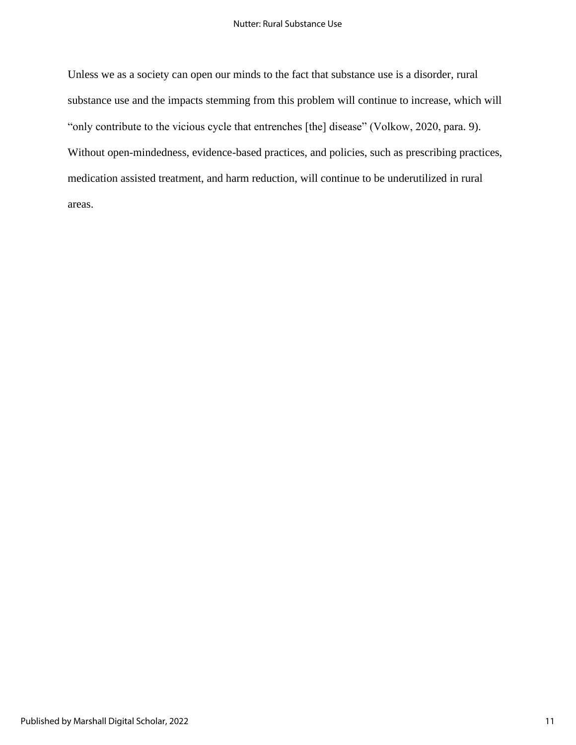Unless we as a society can open our minds to the fact that substance use is a disorder, rural substance use and the impacts stemming from this problem will continue to increase, which will "only contribute to the vicious cycle that entrenches [the] disease" (Volkow, 2020, para. 9). Without open-mindedness, evidence-based practices, and policies, such as prescribing practices, medication assisted treatment, and harm reduction, will continue to be underutilized in rural areas.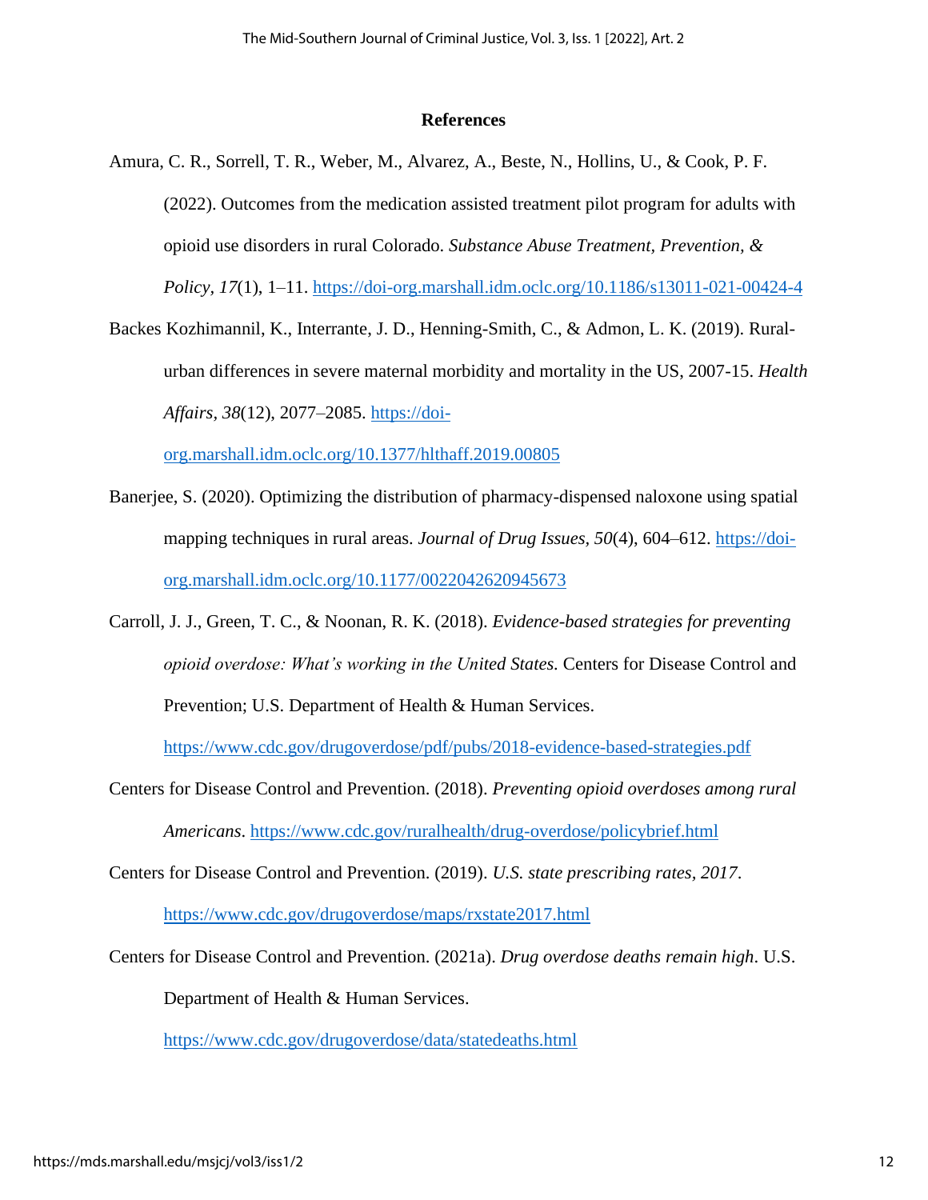## References

Amura, C. R., Sorrell, T. R., Weber, M., Alvarez, A., Beste, N., Hollins, U., & Cook, P. F. (2022). Outcomes from the medication assisted treatment pilot program for adults with opioid use disorders in rural Colorado. *Substance Abuse Treatment, Prevention, & Policy, 17*(1), 1–11. https://doi-org.marshall.idm.oclc.org/10.1186/s13011-021-00424-4

Backes Kozhimannil, K., Interrante, J. D., Henning-Smith, C., & Admon, L. K. (2019). Rural-urban differences in severe maternal morbidity and mortality in the US, 2007-15. *Health Affairs, 38*(12), 2077–2085. https://doi-org.marshall.idm.oclc.org/10.1377/hlthaff.2019.00805

Banerjee, S. (2020). Optimizing the distribution of pharmacy-dispensed naloxone using spatial mapping techniques in rural areas. *Journal of Drug Issues, 50*(4), 604–612. https://doi-org.marshall.idm.oclc.org/10.1177/0022042620945673

Carroll, J. J., Green, T. C., & Noonan, R. K. (2018). *Evidence-based strategies for preventing opioid overdose: What's working in the United States.* Centers for Disease Control and Prevention; U.S. Department of Health & Human Services. https://www.cdc.gov/drugoverdose/pdf/pubs/2018-evidence-based-strategies.pdf

Centers for Disease Control and Prevention. (2018). *Preventing opioid overdoses among rural Americans*. https://www.cdc.gov/ruralhealth/drug-overdose/policybrief.html

Centers for Disease Control and Prevention. (2019). *U.S. state prescribing rates, 2017*. https://www.cdc.gov/drugoverdose/maps/rxstate2017.html

Centers for Disease Control and Prevention. (2021a). *Drug overdose deaths remain high*. U.S. Department of Health & Human Services. https://www.cdc.gov/drugoverdose/data/statedeaths.html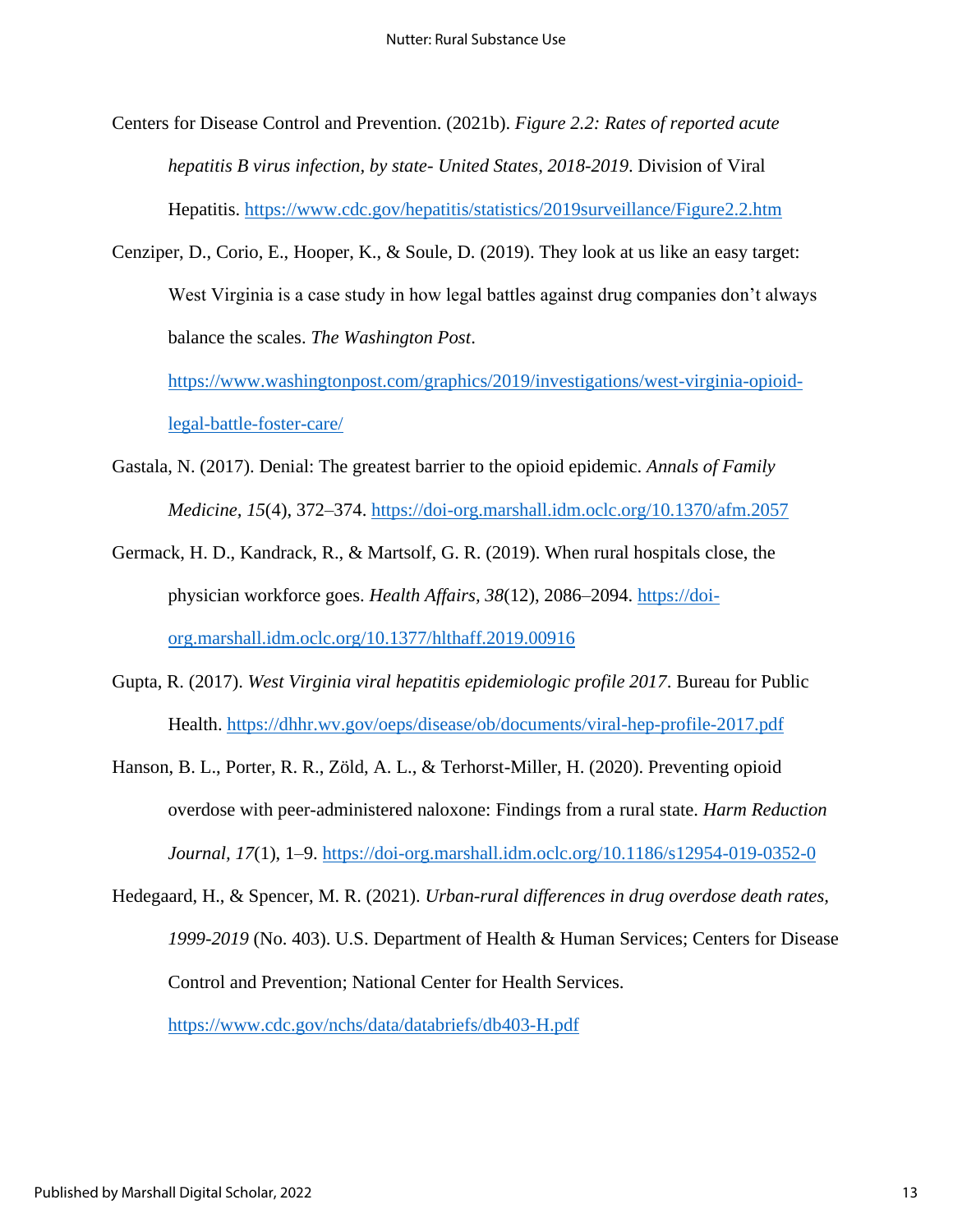Centers for Disease Control and Prevention. (2021b). *Figure 2.2: Rates of reported acute hepatitis B virus infection, by state- United States, 2018-2019*. Division of Viral Hepatitis. https://www.cdc.gov/hepatitis/statistics/2019surveillance/Figure2.2.htm

Cenziper, D., Corio, E., Hooper, K., & Soule, D. (2019). They look at us like an easy target: West Virginia is a case study in how legal battles against drug companies don't always balance the scales. *The Washington Post*. https://www.washingtonpost.com/graphics/2019/investigations/west-virginia-opioid-legal-battle-foster-care/

Gastala, N. (2017). Denial: The greatest barrier to the opioid epidemic. *Annals of Family Medicine, 15*(4), 372–374. https://doi-org.marshall.idm.oclc.org/10.1370/afm.2057

Germack, H. D., Kandrack, R., & Martsolf, G. R. (2019). When rural hospitals close, the physician workforce goes. *Health Affairs, 38*(12), 2086–2094. https://doi-org.marshall.idm.oclc.org/10.1377/hlthaff.2019.00916

Gupta, R. (2017). *West Virginia viral hepatitis epidemiologic profile 2017*. Bureau for Public Health. https://dhhr.wv.gov/oeps/disease/ob/documents/viral-hep-profile-2017.pdf

Hanson, B. L., Porter, R. R., Zöld, A. L., & Terhorst-Miller, H. (2020). Preventing opioid overdose with peer-administered naloxone: Findings from a rural state. *Harm Reduction Journal, 17*(1), 1–9. https://doi-org.marshall.idm.oclc.org/10.1186/s12954-019-0352-0

Hedegaard, H., & Spencer, M. R. (2021). *Urban-rural differences in drug overdose death rates, 1999-2019* (No. 403). U.S. Department of Health & Human Services; Centers for Disease Control and Prevention; National Center for Health Services. https://www.cdc.gov/nchs/data/databriefs/db403-H.pdf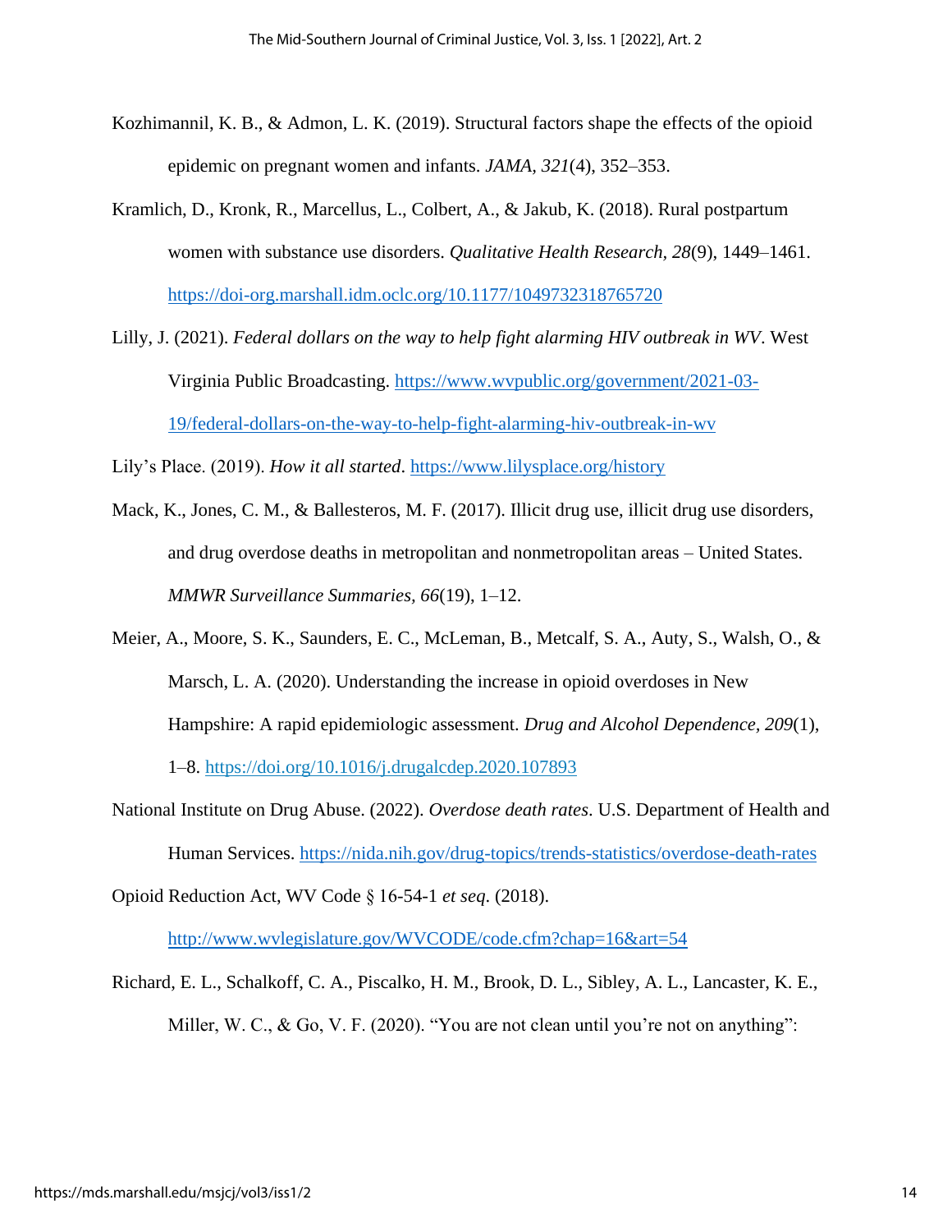Kozhimannil, K. B., & Admon, L. K. (2019). Structural factors shape the effects of the opioid epidemic on pregnant women and infants. *JAMA*, *321*(4), 352–353.

Kramlich, D., Kronk, R., Marcellus, L., Colbert, A., & Jakub, K. (2018). Rural postpartum women with substance use disorders. *Qualitative Health Research*, *28*(9), 1449–1461. https://doi-org.marshall.idm.oclc.org/10.1177/1049732318765720

Lilly, J. (2021). *Federal dollars on the way to help fight alarming HIV outbreak in WV*. West Virginia Public Broadcasting. https://www.wvpublic.org/government/2021-03-19/federal-dollars-on-the-way-to-help-fight-alarming-hiv-outbreak-in-wv

Lily's Place. (2019). *How it all started*. https://www.lilysplace.org/history

Mack, K., Jones, C. M., & Ballesteros, M. F. (2017). Illicit drug use, illicit drug use disorders, and drug overdose deaths in metropolitan and nonmetropolitan areas – United States. *MMWR Surveillance Summaries, 66*(19), 1–12.

Meier, A., Moore, S. K., Saunders, E. C., McLeman, B., Metcalf, S. A., Auty, S., Walsh, O., & Marsch, L. A. (2020). Understanding the increase in opioid overdoses in New Hampshire: A rapid epidemiologic assessment. *Drug and Alcohol Dependence*, *209*(1), 1–8. https://doi.org/10.1016/j.drugalcdep.2020.107893

National Institute on Drug Abuse. (2022). *Overdose death rates*. U.S. Department of Health and Human Services. https://nida.nih.gov/drug-topics/trends-statistics/overdose-death-rates

Opioid Reduction Act, WV Code § 16-54-1 *et seq.* (2018). http://www.wvlegislature.gov/WVCODE/code.cfm?chap=16&art=54

Richard, E. L., Schalkoff, C. A., Piscalko, H. M., Brook, D. L., Sibley, A. L., Lancaster, K. E., Miller, W. C., & Go, V. F. (2020). "You are not clean until you're not on anything":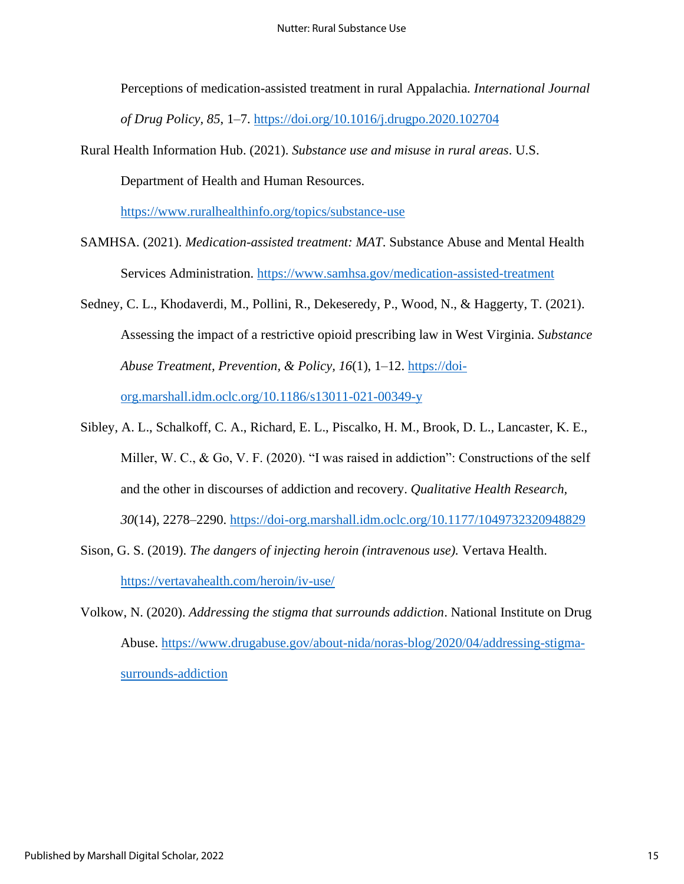Perceptions of medication-assisted treatment in rural Appalachia. *International Journal of Drug Policy, 85*, 1–7. https://doi.org/10.1016/j.drugpo.2020.102704

Rural Health Information Hub. (2021). *Substance use and misuse in rural areas*. U.S. Department of Health and Human Resources. https://www.ruralhealthinfo.org/topics/substance-use

SAMHSA. (2021). *Medication-assisted treatment: MAT*. Substance Abuse and Mental Health Services Administration. https://www.samhsa.gov/medication-assisted-treatment

Sedney, C. L., Khodaverdi, M., Pollini, R., Dekeseredy, P., Wood, N., & Haggerty, T. (2021). Assessing the impact of a restrictive opioid prescribing law in West Virginia. *Substance Abuse Treatment, Prevention, & Policy*, *16*(1), 1–12. https://doi-org.marshall.idm.oclc.org/10.1186/s13011-021-00349-y

Sibley, A. L., Schalkoff, C. A., Richard, E. L., Piscalko, H. M., Brook, D. L., Lancaster, K. E., Miller, W. C., & Go, V. F. (2020). "I was raised in addiction": Constructions of the self and the other in discourses of addiction and recovery. *Qualitative Health Research, 30*(14), 2278–2290. https://doi-org.marshall.idm.oclc.org/10.1177/1049732320948829

Sison, G. S. (2019). *The dangers of injecting heroin (intravenous use).* Vertava Health. https://vertavahealth.com/heroin/iv-use/

Volkow, N. (2020). *Addressing the stigma that surrounds addiction*. National Institute on Drug Abuse. https://www.drugabuse.gov/about-nida/noras-blog/2020/04/addressing-stigma-surrounds-addiction